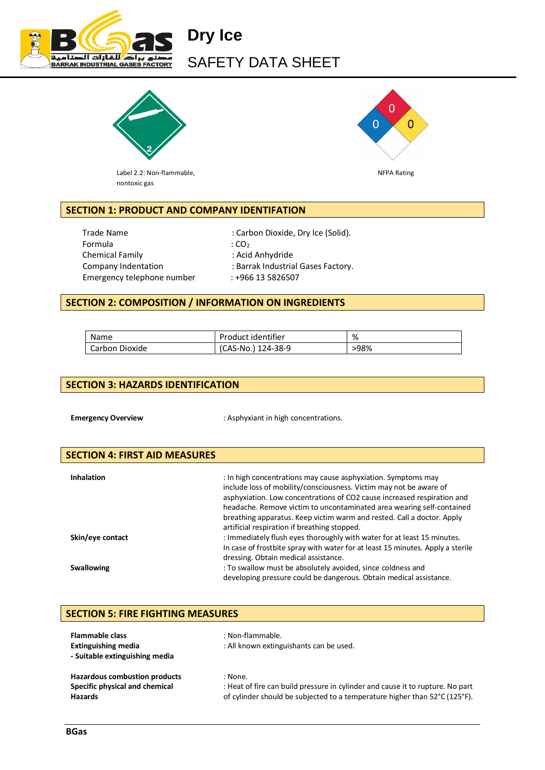# Dry Ice

SAFETY DATA SHEET

Label 2.2: Non-flammable, nontoxic gas

NFPA Rating

0

0 0

## SECTION 1: PRODUCT AND COMPANY IDENTIFATION

| | |
|---|---|
| Trade Name | : Carbon Dioxide, Dry Ice (Solid). |
| Formula | : $CO_2$ |
| Chemical Family | : Acid Anhydride |
| Company Indentation | : Barrak Industrial Gases Factory. |
| Emergency telephone number | : +966 13 5826507 |

## SECTION 2: COMPOSITION / INFORMATION ON INGREDIENTS

| Name | Product identifier | % |
|---|---|---|
| Carbon Dioxide | (CAS-No.) 124-38-9 | >98% |

## SECTION 3: HAZARDS IDENTIFICATION

**Emergency Overview** : Asphyxiant in high concentrations.

## SECTION 4: FIRST AID MEASURES

**Inhalation** : In high concentrations may cause asphyxiation. Symptoms may include loss of mobility/consciousness. Victim may not be aware of asphyxiation. Low concentrations of CO2 cause increased respiration and headache. Remove victim to uncontaminated area wearing self-contained breathing apparatus. Keep victim warm and rested. Call a doctor. Apply artificial respiration if breathing stopped.

**Skin/eye contact** : Immediately flush eyes thoroughly with water for at least 15 minutes. In case of frostbite spray with water for at least 15 minutes. Apply a sterile dressing. Obtain medical assistance.

**Swallowing** : To swallow must be absolutely avoided, since coldness and developing pressure could be dangerous. Obtain medical assistance.

## SECTION 5: FIRE FIGHTING MEASURES

**Flammable class** : Non-flammable.

**Extinguishing media** : All known extinguishants can be used.

**- Suitable extinguishing media**

**Hazardous combustion products** : None.

**Specific physical and chemical Hazards** : Heat of fire can build pressure in cylinder and cause it to rupture. No part of cylinder should be subjected to a temperature higher than 52°C (125°F).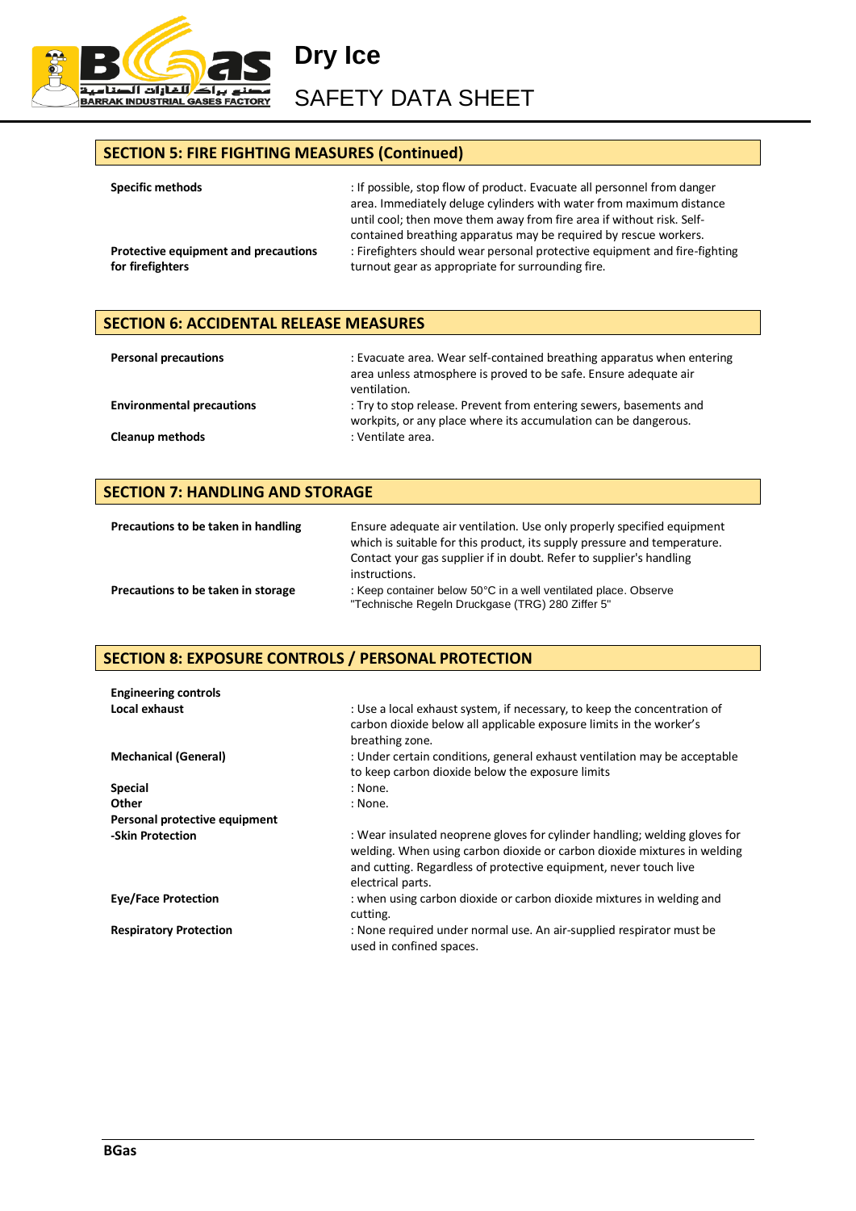## SECTION 5: FIRE FIGHTING MEASURES (Continued)

| | |
|---|---|
| **Specific methods** | : If possible, stop flow of product. Evacuate all personnel from danger area. Immediately deluge cylinders with water from maximum distance until cool; then move them away from fire area if without risk. Self-contained breathing apparatus may be required by rescue workers. |
| **Protective equipment and precautions for firefighters** | : Firefighters should wear personal protective equipment and fire-fighting turnout gear as appropriate for surrounding fire. |

## SECTION 6: ACCIDENTAL RELEASE MEASURES

| | |
|---|---|
| **Personal precautions** | : Evacuate area. Wear self-contained breathing apparatus when entering area unless atmosphere is proved to be safe. Ensure adequate air ventilation. |
| **Environmental precautions** | : Try to stop release. Prevent from entering sewers, basements and workpits, or any place where its accumulation can be dangerous. |
| **Cleanup methods** | : Ventilate area. |

## SECTION 7: HANDLING AND STORAGE

| | |
|---|---|
| **Precautions to be taken in handling** | Ensure adequate air ventilation. Use only properly specified equipment which is suitable for this product, its supply pressure and temperature. Contact your gas supplier if in doubt. Refer to supplier's handling instructions. |
| **Precautions to be taken in storage** | : Keep container below 50°C in a well ventilated place. Observe "Technische Regeln Druckgase (TRG) 280 Ziffer 5" |

## SECTION 8: EXPOSURE CONTROLS / PERSONAL PROTECTION

| | |
|---|---|
| **Engineering controls** | |
| **Local exhaust** | : Use a local exhaust system, if necessary, to keep the concentration of carbon dioxide below all applicable exposure limits in the worker's breathing zone. |
| **Mechanical (General)** | : Under certain conditions, general exhaust ventilation may be acceptable to keep carbon dioxide below the exposure limits |
| **Special** | : None. |
| **Other** | : None. |
| **Personal protective equipment** | |
| **-Skin Protection** | : Wear insulated neoprene gloves for cylinder handling; welding gloves for welding. When using carbon dioxide or carbon dioxide mixtures in welding and cutting. Regardless of protective equipment, never touch live electrical parts. |
| **Eye/Face Protection** | : when using carbon dioxide or carbon dioxide mixtures in welding and cutting. |
| **Respiratory Protection** | : None required under normal use. An air-supplied respirator must be used in confined spaces. |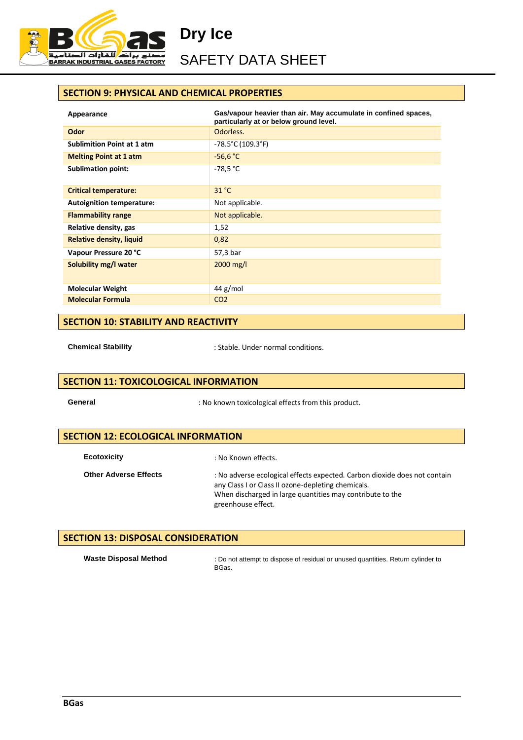## SECTION 9: PHYSICAL AND CHEMICAL PROPERTIES

| | |
|---|---|
| **Appearance** | **Gas/vapour heavier than air. May accumulate in confined spaces, particularly at or below ground level.** |
| **Odor** | Odorless. |
| **Sublimition Point at 1 atm** | -78.5°C (109.3°F) |
| **Melting Point at 1 atm** | -56,6 °C |
| **Sublimation point:** | -78,5 °C |
| **Critical temperature:** | 31 °C |
| **Autoignition temperature:** | Not applicable. |
| **Flammability range** | Not applicable. |
| **Relative density, gas** | 1,52 |
| **Relative density, liquid** | 0,82 |
| **Vapour Pressure 20 °C** | 57,3 bar |
| **Solubility mg/l water** | 2000 mg/l |
| **Molecular Weight** | 44 g/mol |
| **Molecular Formula** | $CO_2$ |

## SECTION 10: STABILITY AND REACTIVITY

**Chemical Stability** : Stable. Under normal conditions.

## SECTION 11: TOXICOLOGICAL INFORMATION

**General** : No known toxicological effects from this product.

## SECTION 12: ECOLOGICAL INFORMATION

**Ecotoxicity** : No Known effects.

**Other Adverse Effects** : No adverse ecological effects expected. Carbon dioxide does not contain any Class I or Class II ozone-depleting chemicals.
When discharged in large quantities may contribute to the greenhouse effect.

## SECTION 13: DISPOSAL CONSIDERATION

**Waste Disposal Method** : Do not attempt to dispose of residual or unused quantities. Return cylinder to BGas.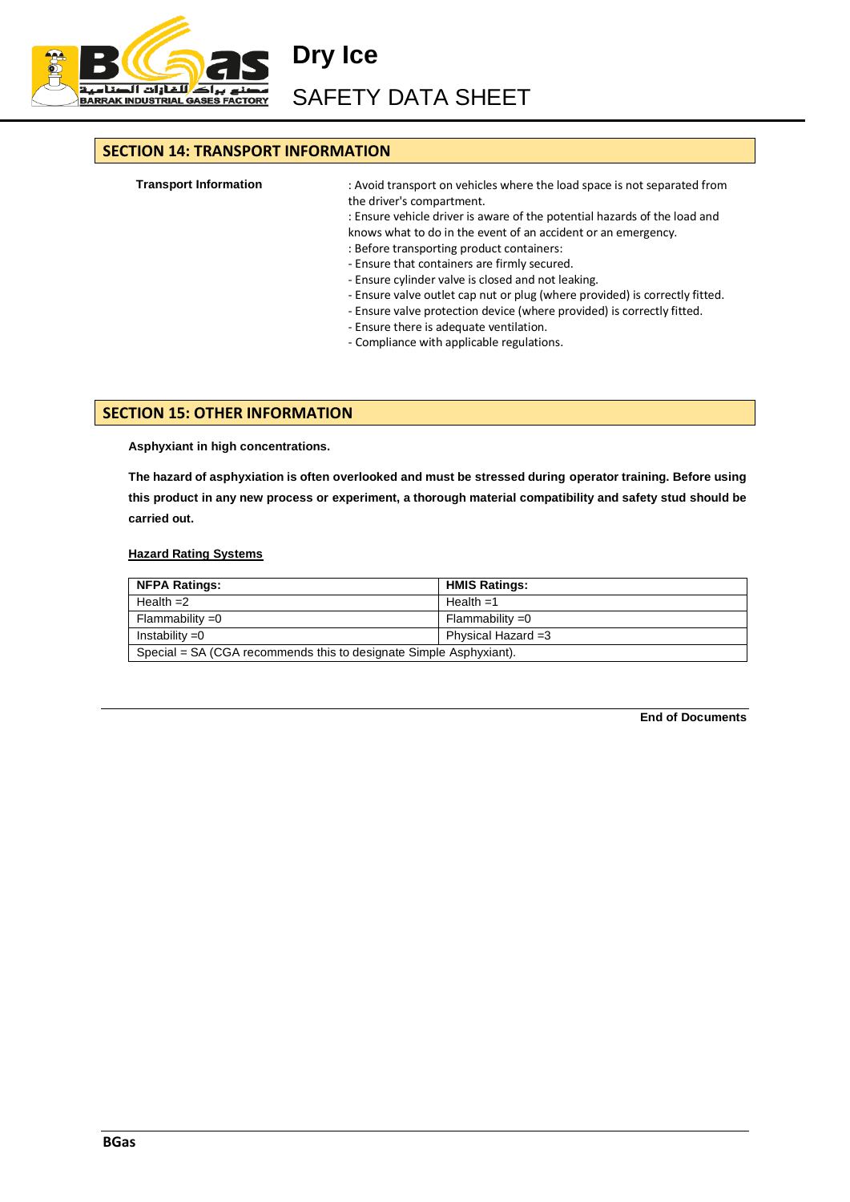## SECTION 14: TRANSPORT INFORMATION

**Transport Information**

: Avoid transport on vehicles where the load space is not separated from the driver's compartment.

: Ensure vehicle driver is aware of the potential hazards of the load and knows what to do in the event of an accident or an emergency.

: Before transporting product containers:

- Ensure that containers are firmly secured.
- Ensure cylinder valve is closed and not leaking.
- Ensure valve outlet cap nut or plug (where provided) is correctly fitted.
- Ensure valve protection device (where provided) is correctly fitted.
- Ensure there is adequate ventilation.
- Compliance with applicable regulations.

## SECTION 15: OTHER INFORMATION

**Asphyxiant in high concentrations.**

**The hazard of asphyxiation is often overlooked and must be stressed during operator training. Before using this product in any new process or experiment, a thorough material compatibility and safety stud should be carried out.**

**Hazard Rating Systems**

| NFPA Ratings: | HMIS Ratings: |
|---|---|
| Health =2 | Health =1 |
| Flammability =0 | Flammability =0 |
| Instability =0 | Physical Hazard =3 |
| Special = SA (CGA recommends this to designate Simple Asphyxiant). | |

**End of Documents**